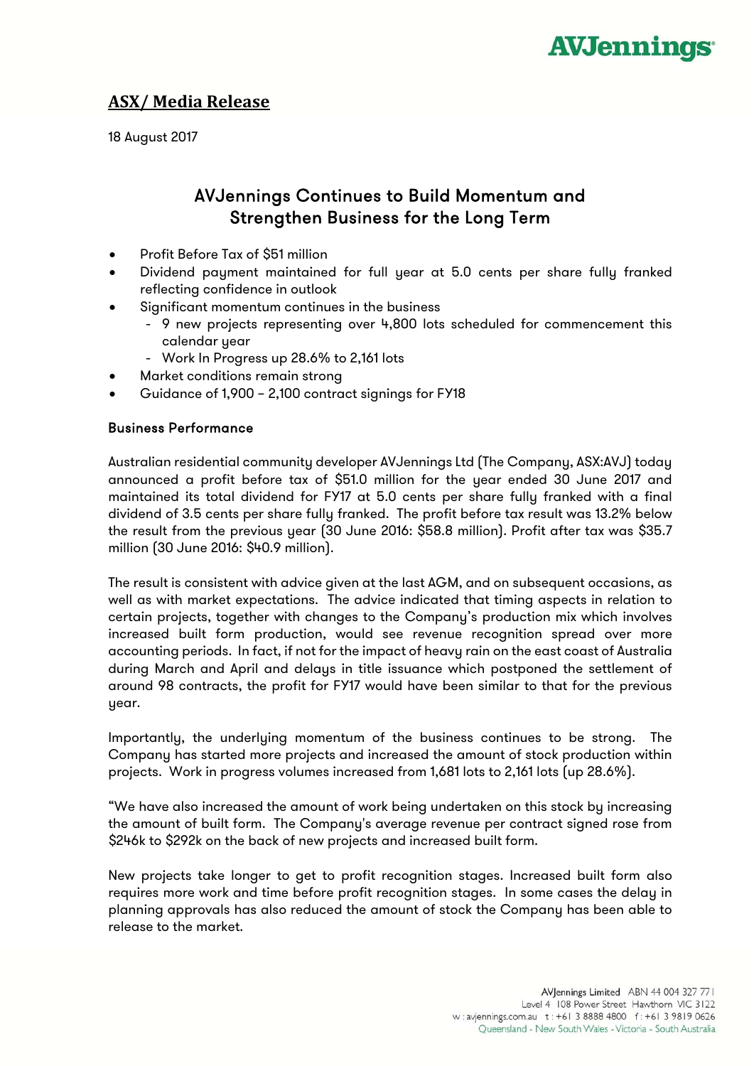## ASX/ Media Release

18 August 2017

# AVJennings Continues to Build Momentum and Strengthen Business for the Long Term

- Profit Before Tax of $51 million
- Dividend payment maintained for full year at 5.0 cents per share fully franked reflecting confidence in outlook
- Significant momentum continues in the business
  - 9 new projects representing over 4,800 lots scheduled for commencement this calendar year
  - Work In Progress up 28.6% to 2,161 lots
- Market conditions remain strong
- Guidance of 1,900 – 2,100 contract signings for FY18

### Business Performance

Australian residential community developer AVJennings Ltd (The Company, ASX:AVJ) today announced a profit before tax of $51.0 million for the year ended 30 June 2017 and maintained its total dividend for FY17 at 5.0 cents per share fully franked with a final dividend of 3.5 cents per share fully franked. The profit before tax result was 13.2% below the result from the previous year (30 June 2016: $58.8 million). Profit after tax was $35.7 million (30 June 2016: $40.9 million).

The result is consistent with advice given at the last AGM, and on subsequent occasions, as well as with market expectations. The advice indicated that timing aspects in relation to certain projects, together with changes to the Company's production mix which involves increased built form production, would see revenue recognition spread over more accounting periods. In fact, if not for the impact of heavy rain on the east coast of Australia during March and April and delays in title issuance which postponed the settlement of around 98 contracts, the profit for FY17 would have been similar to that for the previous year.

Importantly, the underlying momentum of the business continues to be strong. The Company has started more projects and increased the amount of stock production within projects. Work in progress volumes increased from 1,681 lots to 2,161 lots (up 28.6%).

"We have also increased the amount of work being undertaken on this stock by increasing the amount of built form. The Company's average revenue per contract signed rose from $246k to $292k on the back of new projects and increased built form.

New projects take longer to get to profit recognition stages. Increased built form also requires more work and time before profit recognition stages. In some cases the delay in planning approvals has also reduced the amount of stock the Company has been able to release to the market.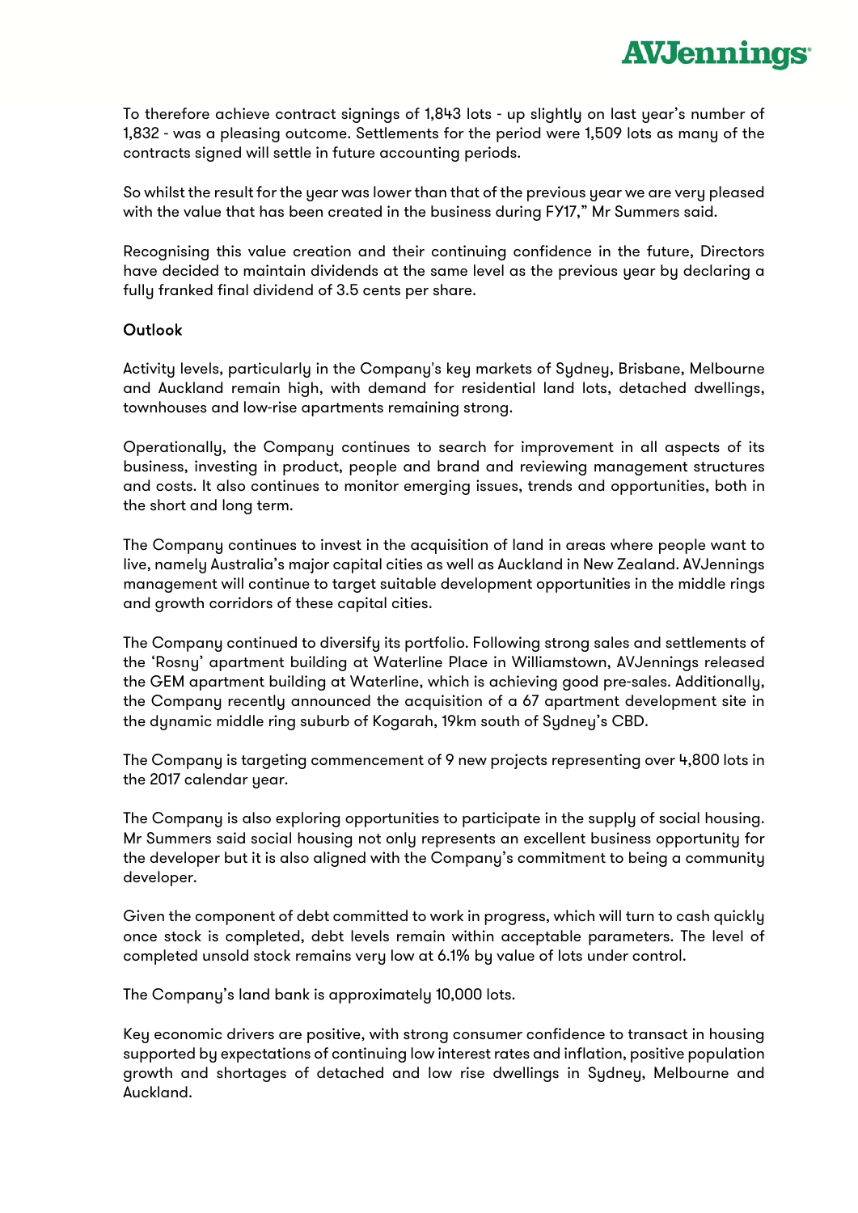To therefore achieve contract signings of 1,843 lots - up slightly on last year's number of 1,832 - was a pleasing outcome. Settlements for the period were 1,509 lots as many of the contracts signed will settle in future accounting periods.

So whilst the result for the year was lower than that of the previous year we are very pleased with the value that has been created in the business during FY17," Mr Summers said.

Recognising this value creation and their continuing confidence in the future, Directors have decided to maintain dividends at the same level as the previous year by declaring a fully franked final dividend of 3.5 cents per share.

## Outlook

Activity levels, particularly in the Company's key markets of Sydney, Brisbane, Melbourne and Auckland remain high, with demand for residential land lots, detached dwellings, townhouses and low-rise apartments remaining strong.

Operationally, the Company continues to search for improvement in all aspects of its business, investing in product, people and brand and reviewing management structures and costs. It also continues to monitor emerging issues, trends and opportunities, both in the short and long term.

The Company continues to invest in the acquisition of land in areas where people want to live, namely Australia's major capital cities as well as Auckland in New Zealand. AVJennings management will continue to target suitable development opportunities in the middle rings and growth corridors of these capital cities.

The Company continued to diversify its portfolio. Following strong sales and settlements of the 'Rosny' apartment building at Waterline Place in Williamstown, AVJennings released the GEM apartment building at Waterline, which is achieving good pre-sales. Additionally, the Company recently announced the acquisition of a 67 apartment development site in the dynamic middle ring suburb of Kogarah, 19km south of Sydney's CBD.

The Company is targeting commencement of 9 new projects representing over 4,800 lots in the 2017 calendar year.

The Company is also exploring opportunities to participate in the supply of social housing. Mr Summers said social housing not only represents an excellent business opportunity for the developer but it is also aligned with the Company's commitment to being a community developer.

Given the component of debt committed to work in progress, which will turn to cash quickly once stock is completed, debt levels remain within acceptable parameters. The level of completed unsold stock remains very low at 6.1% by value of lots under control.

The Company's land bank is approximately 10,000 lots.

Key economic drivers are positive, with strong consumer confidence to transact in housing supported by expectations of continuing low interest rates and inflation, positive population growth and shortages of detached and low rise dwellings in Sydney, Melbourne and Auckland.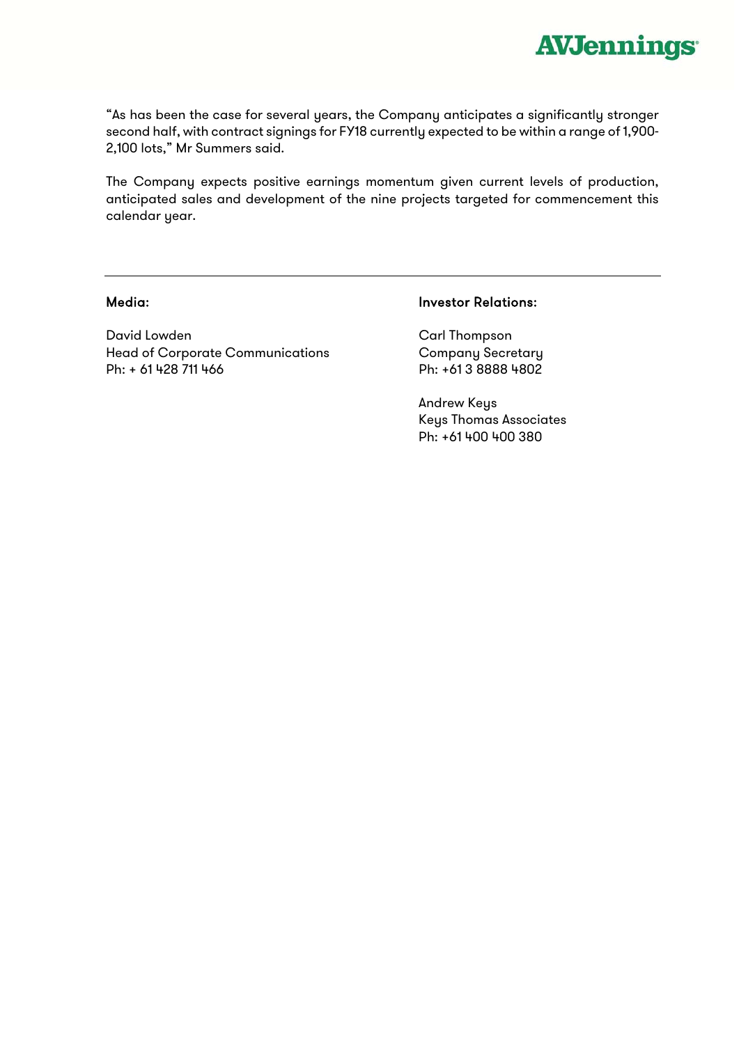"As has been the case for several years, the Company anticipates a significantly stronger second half, with contract signings for FY18 currently expected to be within a range of 1,900-2,100 lots," Mr Summers said.

The Company expects positive earnings momentum given current levels of production, anticipated sales and development of the nine projects targeted for commencement this calendar year.

---

**Media:**

David Lowden
Head of Corporate Communications
Ph: + 61 428 711 466

**Investor Relations:**

Carl Thompson
Company Secretary
Ph: +61 3 8888 4802

Andrew Keys
Keys Thomas Associates
Ph: +61 400 400 380